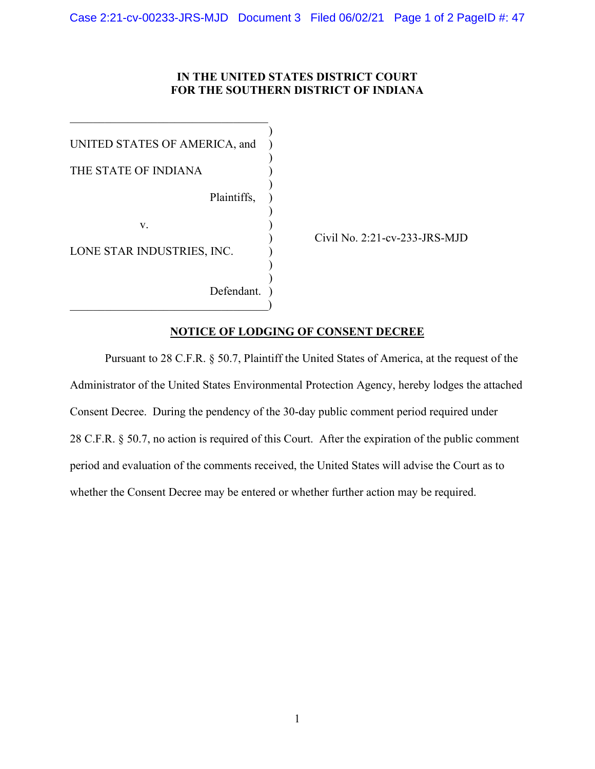**IN THE UNITED STATES DISTRICT COURT**
**FOR THE SOUTHERN DISTRICT OF INDIANA**

| | |
|---|---|
| UNITED STATES OF AMERICA, and<br><br>THE STATE OF INDIANA<br><br>Plaintiffs,<br><br>v.<br><br>LONE STAR INDUSTRIES, INC.<br><br>Defendant. | Civil No. 2:21-cv-233-JRS-MJD |

**NOTICE OF LODGING OF CONSENT DECREE**

Pursuant to 28 C.F.R. § 50.7, Plaintiff the United States of America, at the request of the Administrator of the United States Environmental Protection Agency, hereby lodges the attached Consent Decree. During the pendency of the 30-day public comment period required under 28 C.F.R. § 50.7, no action is required of this Court. After the expiration of the public comment period and evaluation of the comments received, the United States will advise the Court as to whether the Consent Decree may be entered or whether further action may be required.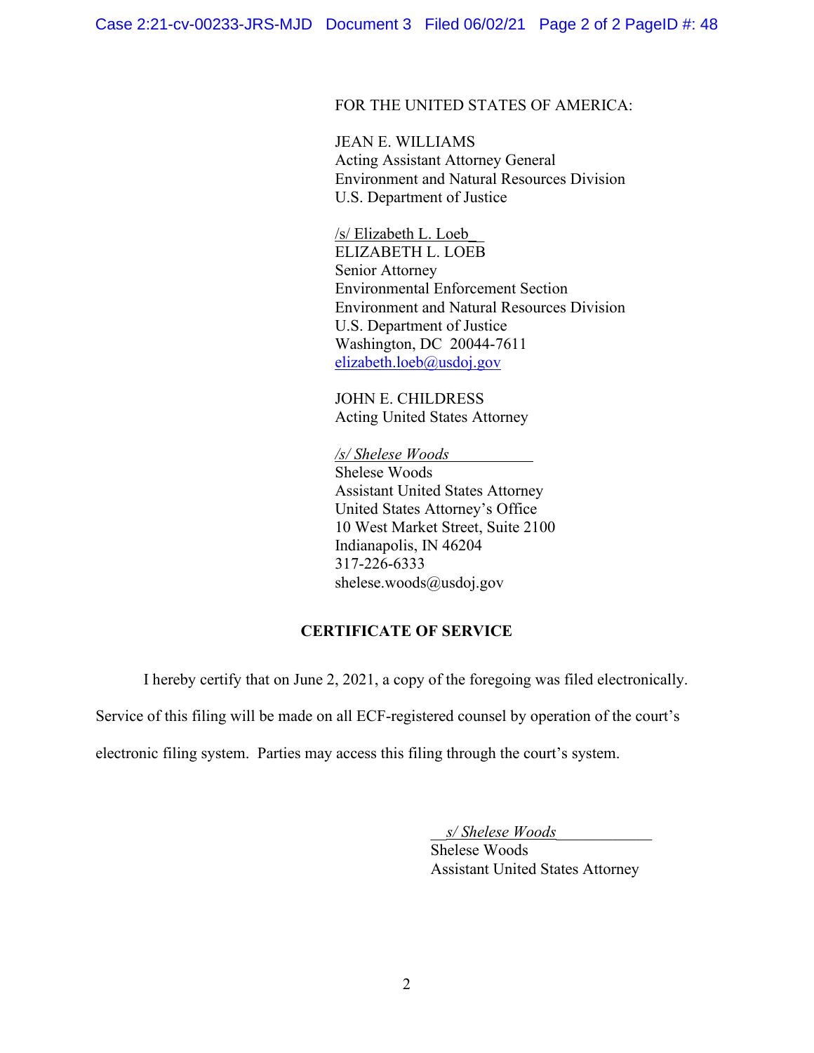FOR THE UNITED STATES OF AMERICA:

JEAN E. WILLIAMS
Acting Assistant Attorney General
Environment and Natural Resources Division
U.S. Department of Justice

/s/ Elizabeth L. Loeb
ELIZABETH L. LOEB
Senior Attorney
Environmental Enforcement Section
Environment and Natural Resources Division
U.S. Department of Justice
Washington, DC 20044-7611
elizabeth.loeb@usdoj.gov

JOHN E. CHILDRESS
Acting United States Attorney

*/s/ Shelese Woods*
Shelese Woods
Assistant United States Attorney
United States Attorney's Office
10 West Market Street, Suite 2100
Indianapolis, IN 46204
317-226-6333
shelese.woods@usdoj.gov

**CERTIFICATE OF SERVICE**

I hereby certify that on June 2, 2021, a copy of the foregoing was filed electronically. Service of this filing will be made on all ECF-registered counsel by operation of the court's electronic filing system. Parties may access this filing through the court's system.

*s/ Shelese Woods*
Shelese Woods
Assistant United States Attorney